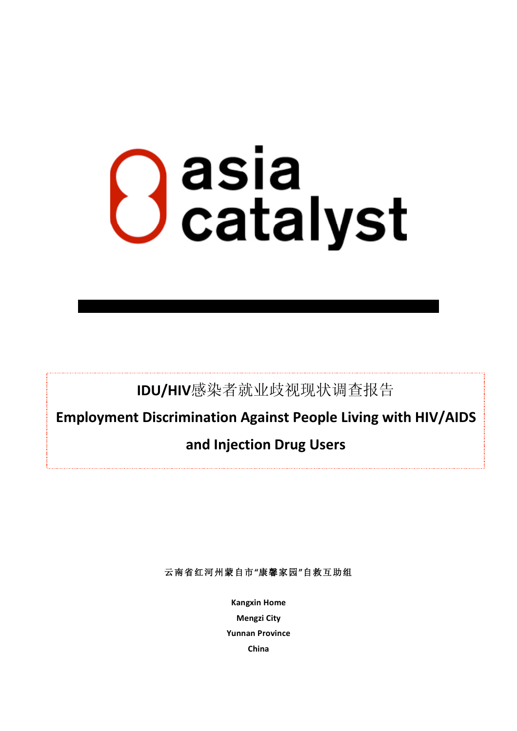asia catalyst

# IDU/HIV感染者就业歧视现状调查报告

# Employment Discrimination Against People Living with HIV/AIDS and Injection Drug Users

云南省红河州蒙自市“康馨家园”自救互助组

**Kangxin Home**
**Mengzi City**
**Yunnan Province**
**China**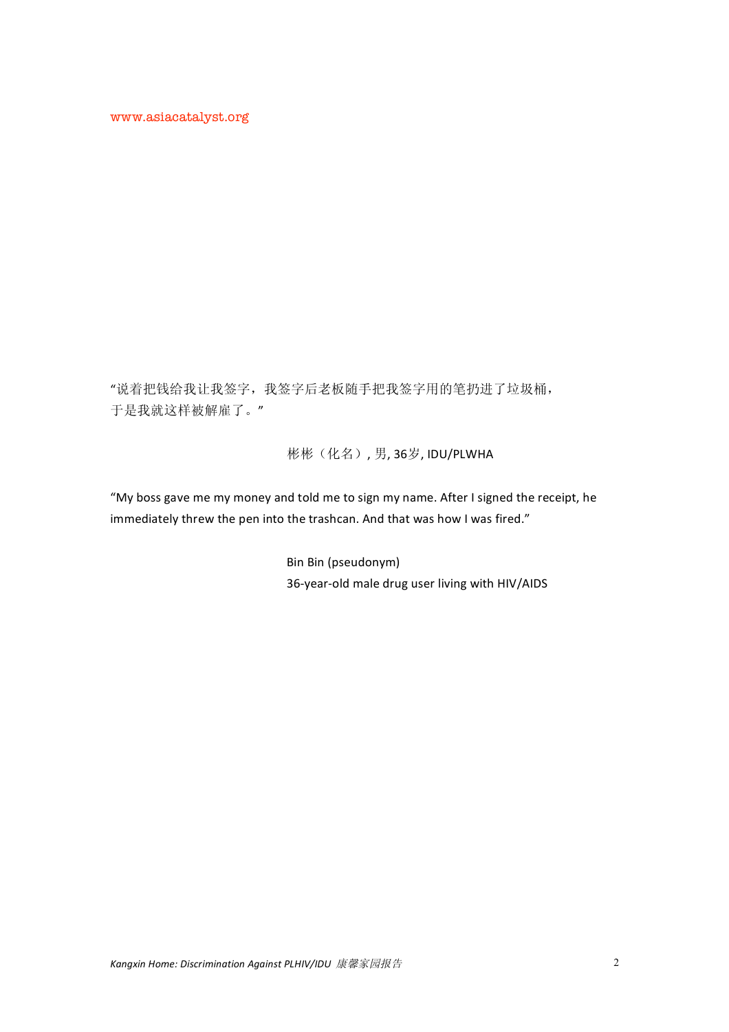www.asiacatalyst.org

"说着把钱给我让我签字，我签字后老板随手把我签字用的笔扔进了垃圾桶，
于是我就这样被解雇了。"

彬彬（化名）, 男, 36岁, IDU/PLWHA

"My boss gave me my money and told me to sign my name. After I signed the receipt, he immediately threw the pen into the trashcan. And that was how I was fired."

Bin Bin (pseudonym)
36-year-old male drug user living with HIV/AIDS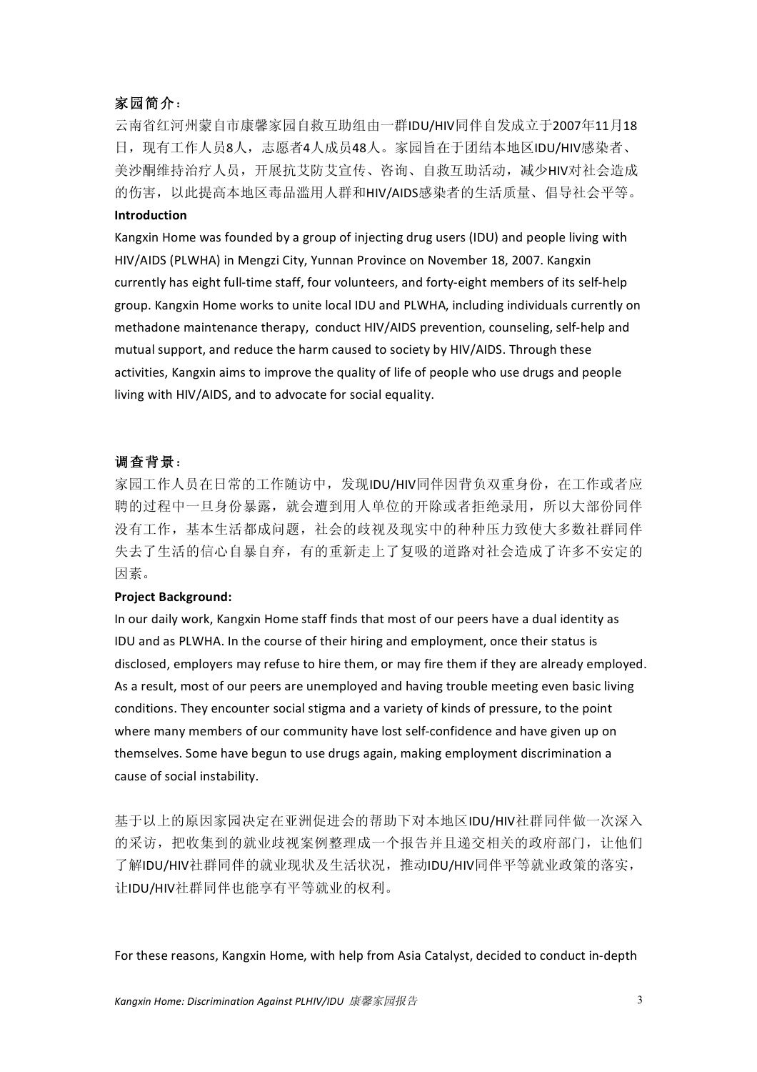**家园简介：**

云南省红河州蒙自市康馨家园自救互助组由一群IDU/HIV同伴自发成立于2007年11月18日，现有工作人员8人，志愿者4人成员48人。家园旨在于团结本地区IDU/HIV感染者、美沙酮维持治疗人员，开展抗艾防艾宣传、咨询、自救互助活动，减少HIV对社会造成的伤害，以此提高本地区毒品滥用人群和HIV/AIDS感染者的生活质量、倡导社会平等。

**Introduction**

Kangxin Home was founded by a group of injecting drug users (IDU) and people living with HIV/AIDS (PLWHA) in Mengzi City, Yunnan Province on November 18, 2007. Kangxin currently has eight full-time staff, four volunteers, and forty-eight members of its self-help group. Kangxin Home works to unite local IDU and PLWHA, including individuals currently on methadone maintenance therapy, conduct HIV/AIDS prevention, counseling, self-help and mutual support, and reduce the harm caused to society by HIV/AIDS. Through these activities, Kangxin aims to improve the quality of life of people who use drugs and people living with HIV/AIDS, and to advocate for social equality.

**调查背景：**

家园工作人员在日常的工作随访中，发现IDU/HIV同伴因背负双重身份，在工作或者应聘的过程中一旦身份暴露，就会遭到用人单位的开除或者拒绝录用，所以大部份同伴没有工作，基本生活都成问题，社会的歧视及现实中的种种压力致使大多数社群同伴失去了生活的信心自暴自弃，有的重新走上了复吸的道路对社会造成了许多不安定的因素。

**Project Background:**

In our daily work, Kangxin Home staff finds that most of our peers have a dual identity as IDU and as PLWHA. In the course of their hiring and employment, once their status is disclosed, employers may refuse to hire them, or may fire them if they are already employed. As a result, most of our peers are unemployed and having trouble meeting even basic living conditions. They encounter social stigma and a variety of kinds of pressure, to the point where many members of our community have lost self-confidence and have given up on themselves. Some have begun to use drugs again, making employment discrimination a cause of social instability.

基于以上的原因家园决定在亚洲促进会的帮助下对本地区IDU/HIV社群同伴做一次深入的采访，把收集到的就业歧视案例整理成一个报告并且递交相关的政府部门，让他们了解IDU/HIV社群同伴的就业现状及生活状况，推动IDU/HIV同伴平等就业政策的落实，让IDU/HIV社群同伴也能享有平等就业的权利。

For these reasons, Kangxin Home, with help from Asia Catalyst, decided to conduct in-depth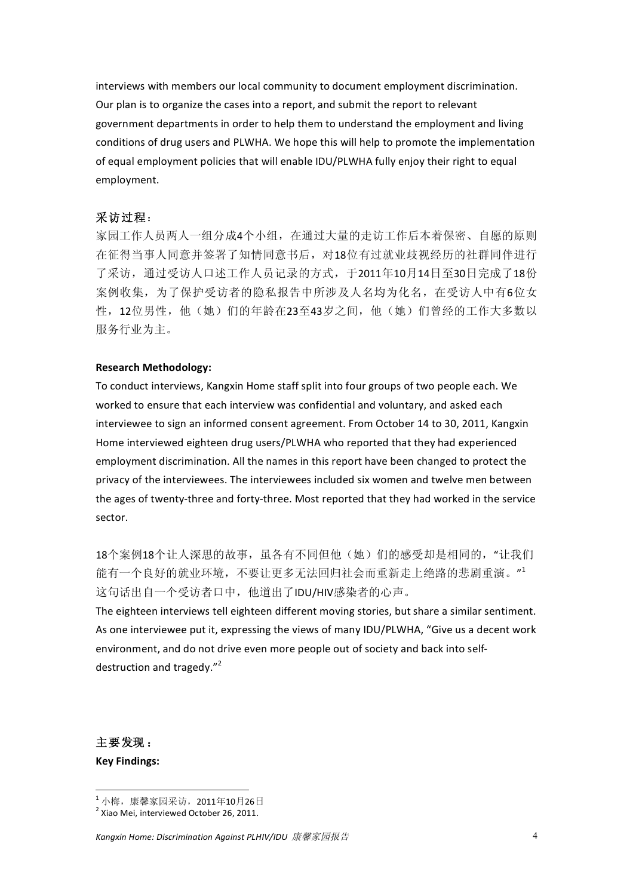interviews with members our local community to document employment discrimination. Our plan is to organize the cases into a report, and submit the report to relevant government departments in order to help them to understand the employment and living conditions of drug users and PLWHA. We hope this will help to promote the implementation of equal employment policies that will enable IDU/PLWHA fully enjoy their right to equal employment.

## 采访过程：

家园工作人员两人一组分成4个小组，在通过大量的走访工作后本着保密、自愿的原则在征得当事人同意并签署了知情同意书后，对18位有过就业歧视经历的社群同伴进行了采访，通过受访人口述工作人员记录的方式，于2011年10月14日至30日完成了18份案例收集，为了保护受访者的隐私报告中所涉及人名均为化名，在受访人中有6位女性，12位男性，他（她）们的年龄在23至43岁之间，他（她）们曾经的工作大多数以服务行业为主。

**Research Methodology:**

To conduct interviews, Kangxin Home staff split into four groups of two people each. We worked to ensure that each interview was confidential and voluntary, and asked each interviewee to sign an informed consent agreement. From October 14 to 30, 2011, Kangxin Home interviewed eighteen drug users/PLWHA who reported that they had experienced employment discrimination. All the names in this report have been changed to protect the privacy of the interviewees. The interviewees included six women and twelve men between the ages of twenty-three and forty-three. Most reported that they had worked in the service sector.

18个案例18个让人深思的故事，虽各有不同但他（她）们的感受却是相同的，"让我们能有一个良好的就业环境，不要让更多无法回归社会而重新走上绝路的悲剧重演。"[1] 这句话出自一个受访者口中，他道出了IDU/HIV感染者的心声。

The eighteen interviews tell eighteen different moving stories, but share a similar sentiment. As one interviewee put it, expressing the views of many IDU/PLWHA, "Give us a decent work environment, and do not drive even more people out of society and back into self-destruction and tragedy."[2]

## 主要发现：

**Key Findings:**

---

[1] 小梅，康馨家园采访，2011年10月26日

[2] Xiao Mei, interviewed October 26, 2011.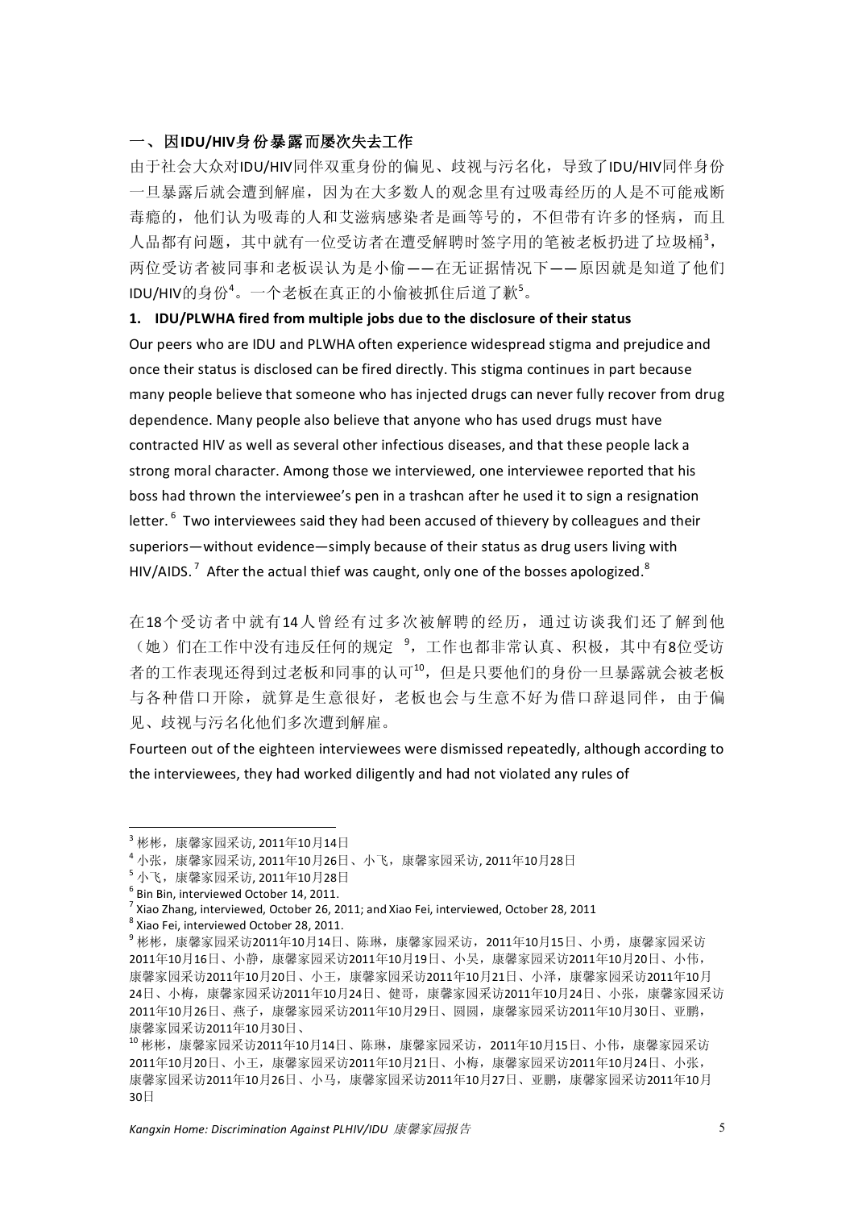## 一、因IDU/HIV身份暴露而屡次失去工作

由于社会大众对IDU/HIV同伴双重身份的偏见、歧视与污名化，导致了IDU/HIV同伴身份一旦暴露后就会遭到解雇，因为在大多数人的观念里有过吸毒经历的人是不可能戒断毒瘾的，他们认为吸毒的人和艾滋病感染者是画等号的，不但带有许多的怪病，而且人品都有问题，其中就有一位受访者在遭受解聘时签字用的笔被老板扔进了垃圾桶[3]，两位受访者被同事和老板误认为是小偷——在无证据情况下——原因就是知道了他们IDU/HIV的身份[4]。一个老板在真正的小偷被抓住后道了歉[5]。

**1. IDU/PLWHA fired from multiple jobs due to the disclosure of their status**

Our peers who are IDU and PLWHA often experience widespread stigma and prejudice and once their status is disclosed can be fired directly. This stigma continues in part because many people believe that someone who has injected drugs can never fully recover from drug dependence. Many people also believe that anyone who has used drugs must have contracted HIV as well as several other infectious diseases, and that these people lack a strong moral character. Among those we interviewed, one interviewee reported that his boss had thrown the interviewee's pen in a trashcan after he used it to sign a resignation letter.[6] Two interviewees said they had been accused of thievery by colleagues and their superiors—without evidence—simply because of their status as drug users living with HIV/AIDS.[7] After the actual thief was caught, only one of the bosses apologized.[8]

在18个受访者中就有14人曾经有过多次被解聘的经历，通过访谈我们还了解到他（她）们在工作中没有违反任何的规定[9]，工作也都非常认真、积极，其中有8位受访者的工作表现还得到过老板和同事的认可[10]，但是只要他们的身份一旦暴露就会被老板与各种借口开除，就算是生意很好，老板也会与生意不好为借口辞退同伴，由于偏见、歧视与污名化他们多次遭到解雇。

Fourteen out of the eighteen interviewees were dismissed repeatedly, although according to the interviewees, they had worked diligently and had not violated any rules of

---

[3] 彬彬，康馨家园采访, 2011年10月14日

[4] 小张，康馨家园采访, 2011年10月26日、小飞，康馨家园采访, 2011年10月28日

[5] 小飞，康馨家园采访, 2011年10月28日

[6] Bin Bin, interviewed October 14, 2011.

[7] Xiao Zhang, interviewed, October 26, 2011; and Xiao Fei, interviewed, October 28, 2011

[8] Xiao Fei, interviewed October 28, 2011.

[9] 彬彬，康馨家园采访2011年10月14日、陈琳，康馨家园采访，2011年10月15日、小勇，康馨家园采访2011年10月16日、小静，康馨家园采访2011年10月19日、小吴，康馨家园采访2011年10月20日、小伟，康馨家园采访2011年10月20日、小王，康馨家园采访2011年10月21日、小泽，康馨家园采访2011年10月24日、小梅，康馨家园采访2011年10月24日、健哥，康馨家园采访2011年10月24日、小张，康馨家园采访2011年10月26日、燕子，康馨家园采访2011年10月29日、圆圆，康馨家园采访2011年10月30日、亚鹏，康馨家园采访2011年10月30日、

[10] 彬彬，康馨家园采访2011年10月14日、陈琳，康馨家园采访，2011年10月15日、小伟，康馨家园采访2011年10月20日、小王，康馨家园采访2011年10月21日、小梅，康馨家园采访2011年10月24日、小张，康馨家园采访2011年10月26日、小马，康馨家园采访2011年10月27日、亚鹏，康馨家园采访2011年10月30日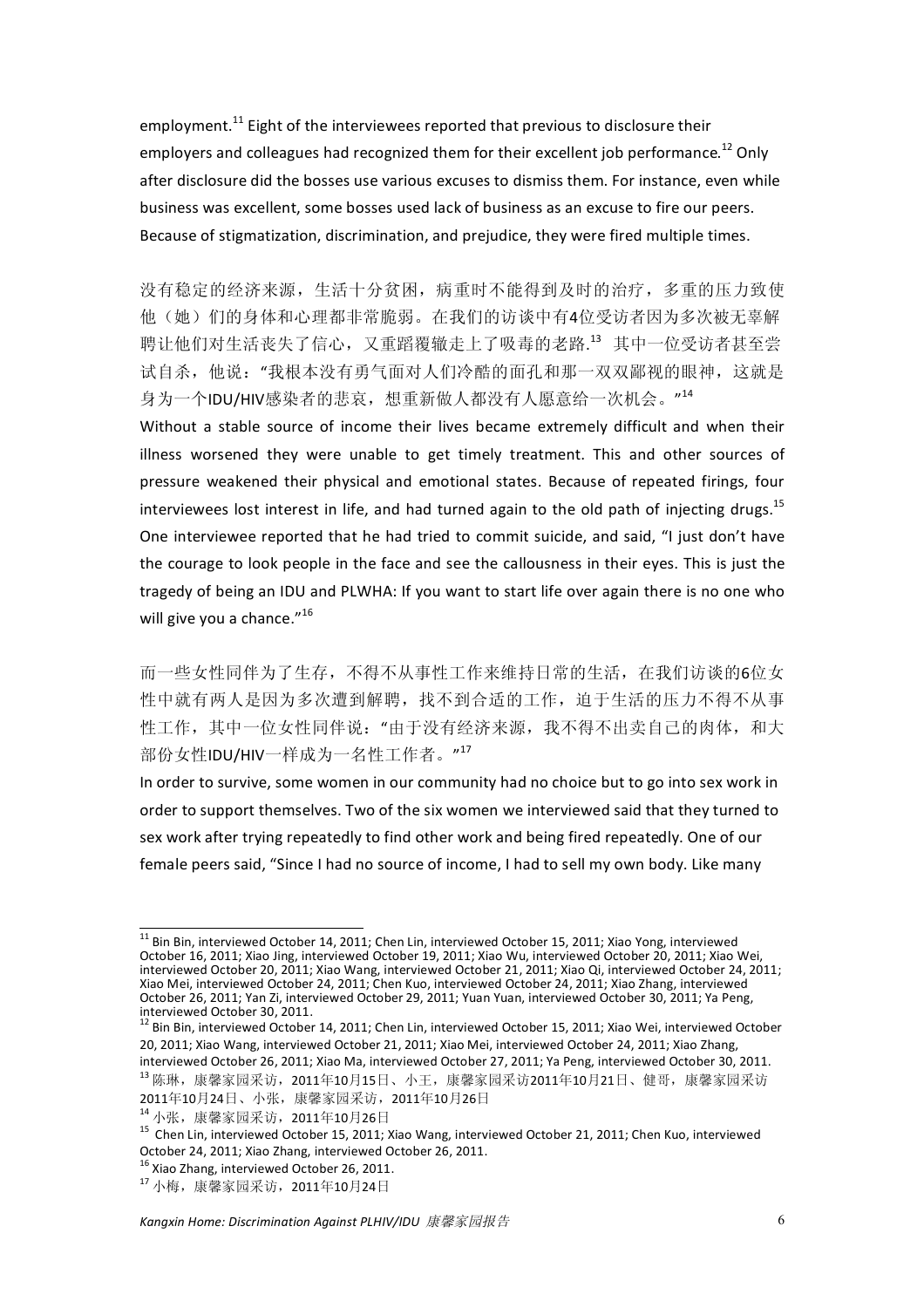employment.[11] Eight of the interviewees reported that previous to disclosure their employers and colleagues had recognized them for their excellent job performance.[12] Only after disclosure did the bosses use various excuses to dismiss them. For instance, even while business was excellent, some bosses used lack of business as an excuse to fire our peers. Because of stigmatization, discrimination, and prejudice, they were fired multiple times.

没有稳定的经济来源，生活十分贫困，病重时不能得到及时的治疗，多重的压力致使他（她）们的身体和心理都非常脆弱。在我们的访谈中有4位受访者因为多次被无辜解聘让他们对生活丧失了信心，又重蹈覆辙走上了吸毒的老路.[13] 其中一位受访者甚至尝试自杀，他说："我根本没有勇气面对人们冷酷的面孔和那一双双鄙视的眼神，这就是身为一个IDU/HIV感染者的悲哀，想重新做人都没有人愿意给一次机会。"[14]

Without a stable source of income their lives became extremely difficult and when their illness worsened they were unable to get timely treatment. This and other sources of pressure weakened their physical and emotional states. Because of repeated firings, four interviewees lost interest in life, and had turned again to the old path of injecting drugs.[15] One interviewee reported that he had tried to commit suicide, and said, "I just don't have the courage to look people in the face and see the callousness in their eyes. This is just the tragedy of being an IDU and PLWHA: If you want to start life over again there is no one who will give you a chance."[16]

而一些女性同伴为了生存，不得不从事性工作来维持日常的生活，在我们访谈的6位女性中就有两人是因为多次遭到解聘，找不到合适的工作，迫于生活的压力不得不从事性工作，其中一位女性同伴说："由于没有经济来源，我不得不出卖自己的肉体，和大部份女性IDU/HIV一样成为一名性工作者。"[17]

In order to survive, some women in our community had no choice but to go into sex work in order to support themselves. Two of the six women we interviewed said that they turned to sex work after trying repeatedly to find other work and being fired repeatedly. One of our female peers said, "Since I had no source of income, I had to sell my own body. Like many

---

[11] Bin Bin, interviewed October 14, 2011; Chen Lin, interviewed October 15, 2011; Xiao Yong, interviewed October 16, 2011; Xiao Jing, interviewed October 19, 2011; Xiao Wu, interviewed October 20, 2011; Xiao Wei, interviewed October 20, 2011; Xiao Wang, interviewed October 21, 2011; Xiao Qi, interviewed October 24, 2011; Xiao Mei, interviewed October 24, 2011; Chen Kuo, interviewed October 24, 2011; Xiao Zhang, interviewed October 26, 2011; Yan Zi, interviewed October 29, 2011; Yuan Yuan, interviewed October 30, 2011; Ya Peng, interviewed October 30, 2011.

[12] Bin Bin, interviewed October 14, 2011; Chen Lin, interviewed October 15, 2011; Xiao Wei, interviewed October 20, 2011; Xiao Wang, interviewed October 21, 2011; Xiao Mei, interviewed October 24, 2011; Xiao Zhang, interviewed October 26, 2011; Xiao Ma, interviewed October 27, 2011; Ya Peng, interviewed October 30, 2011.

[13] 陈琳，康馨家园采访，2011年10月15日、小王，康馨家园采访2011年10月21日、健哥，康馨家园采访2011年10月24日、小张，康馨家园采访，2011年10月26日

[14] 小张，康馨家园采访，2011年10月26日

[15] Chen Lin, interviewed October 15, 2011; Xiao Wang, interviewed October 21, 2011; Chen Kuo, interviewed October 24, 2011; Xiao Zhang, interviewed October 26, 2011.

[16] Xiao Zhang, interviewed October 26, 2011.

[17] 小梅，康馨家园采访，2011年10月24日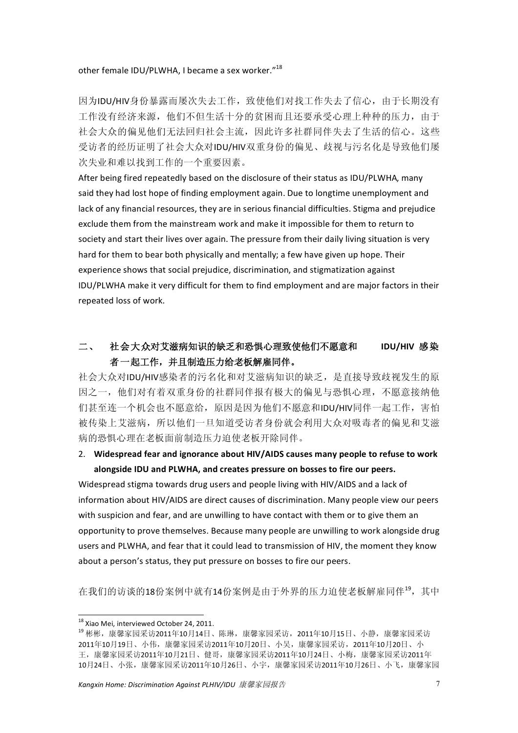other female IDU/PLWHA, I became a sex worker."[18]

因为IDU/HIV身份暴露而屡次失去工作，致使他们对找工作失去了信心，由于长期没有工作没有经济来源，他们不但生活十分的贫困而且还要承受心理上种种的压力，由于社会大众的偏见他们无法回归社会主流，因此许多社群同伴失去了生活的信心。这些受访者的经历证明了社会大众对IDU/HIV双重身份的偏见、歧视与污名化是导致他们屡次失业和难以找到工作的一个重要因素。

After being fired repeatedly based on the disclosure of their status as IDU/PLWHA, many said they had lost hope of finding employment again. Due to longtime unemployment and lack of any financial resources, they are in serious financial difficulties. Stigma and prejudice exclude them from the mainstream work and make it impossible for them to return to society and start their lives over again. The pressure from their daily living situation is very hard for them to bear both physically and mentally; a few have given up hope. Their experience shows that social prejudice, discrimination, and stigmatization against IDU/PLWHA make it very difficult for them to find employment and are major factors in their repeated loss of work.

## 二、 社会大众对艾滋病知识的缺乏和恐惧心理致使他们不愿意和 IDU/HIV 感染者一起工作，并且制造压力给老板解雇同伴。

社会大众对IDU/HIV感染者的污名化和对艾滋病知识的缺乏，是直接导致歧视发生的原因之一，他们对有着双重身份的社群同伴报有极大的偏见与恐惧心理，不愿意接纳他们甚至连一个机会也不愿意给，原因是因为他们不愿意和IDU/HIV同伴一起工作，害怕被传染上艾滋病，所以他们一旦知道受访者身份就会利用大众对吸毒者的偏见和艾滋病的恐惧心理在老板面前制造压力迫使老板开除同伴。

## 2. Widespread fear and ignorance about HIV/AIDS causes many people to refuse to work alongside IDU and PLWHA, and creates pressure on bosses to fire our peers.

Widespread stigma towards drug users and people living with HIV/AIDS and a lack of information about HIV/AIDS are direct causes of discrimination. Many people view our peers with suspicion and fear, and are unwilling to have contact with them or to give them an opportunity to prove themselves. Because many people are unwilling to work alongside drug users and PLWHA, and fear that it could lead to transmission of HIV, the moment they know about a person's status, they put pressure on bosses to fire our peers.

在我们的访谈的18份案例中就有14份案例是由于外界的压力迫使老板解雇同伴[19]，其中

---

[18] Xiao Mei, interviewed October 24, 2011.

[19] 彬彬，康馨家园采访2011年10月14日、陈琳，康馨家园采访，2011年10月15日、小静，康馨家园采访2011年10月19日、小伟，康馨家园采访2011年10月20日、小吴，康馨家园采访，2011年10月20日、小王，康馨家园采访2011年10月21日、健哥，康馨家园采访2011年10月24日、小梅，康馨家园采访2011年10月24日、小张，康馨家园采访2011年10月26日、小宇，康馨家园采访2011年10月26日、小飞，康馨家园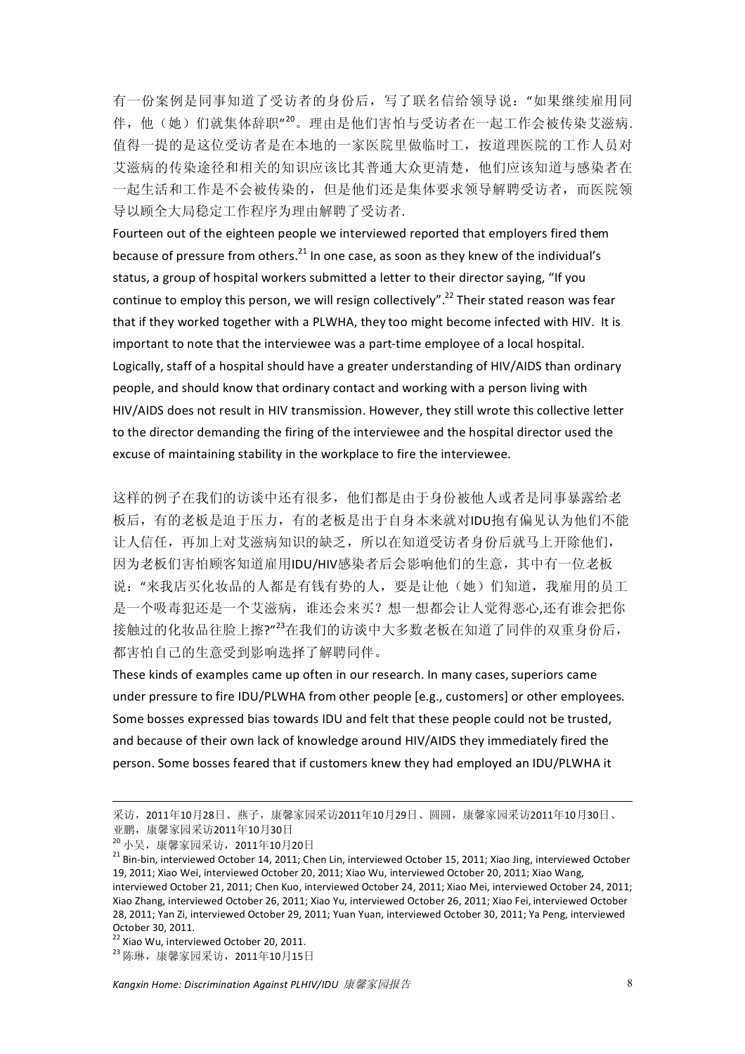有一份案例是同事知道了受访者的身份后，写了联名信给领导说："如果继续雇用同伴，他（她）们就集体辞职"[20]。理由是他们害怕与受访者在一起工作会被传染艾滋病.值得一提的是这位受访者是在本地的一家医院里做临时工，按道理医院的工作人员对艾滋病的传染途径和相关的知识应该比其普通大众更清楚，他们应该知道与感染者在一起生活和工作是不会被传染的，但是他们还是集体要求领导解聘受访者，而医院领导以顾全大局稳定工作程序为理由解聘了受访者.

Fourteen out of the eighteen people we interviewed reported that employers fired them because of pressure from others.[21] In one case, as soon as they knew of the individual's status, a group of hospital workers submitted a letter to their director saying, "If you continue to employ this person, we will resign collectively".[22] Their stated reason was fear that if they worked together with a PLWHA, they too might become infected with HIV. It is important to note that the interviewee was a part-time employee of a local hospital. Logically, staff of a hospital should have a greater understanding of HIV/AIDS than ordinary people, and should know that ordinary contact and working with a person living with HIV/AIDS does not result in HIV transmission. However, they still wrote this collective letter to the director demanding the firing of the interviewee and the hospital director used the excuse of maintaining stability in the workplace to fire the interviewee.

这样的例子在我们的访谈中还有很多，他们都是由于身份被他人或者是同事暴露给老板后，有的老板是迫于压力，有的老板是出于自身本来就对IDU抱有偏见认为他们不能让人信任，再加上对艾滋病知识的缺乏，所以在知道受访者身份后就马上开除他们，因为老板们害怕顾客知道雇用IDU/HIV感染者后会影响他们的生意，其中有一位老板说："来我店买化妆品的人都是有钱有势的人，要是让他（她）们知道，我雇用的员工是一个吸毒犯还是一个艾滋病，谁还会来买？想一想都会让人觉得恶心,还有谁会把你接触过的化妆品往脸上擦?"[23]在我们的访谈中大多数老板在知道了同伴的双重身份后，都害怕自己的生意受到影响选择了解聘同伴。

These kinds of examples came up often in our research. In many cases, superiors came under pressure to fire IDU/PLWHA from other people [e.g., customers] or other employees. Some bosses expressed bias towards IDU and felt that these people could not be trusted, and because of their own lack of knowledge around HIV/AIDS they immediately fired the person. Some bosses feared that if customers knew they had employed an IDU/PLWHA it

---

采访，2011年10月28日、燕子，康馨家园采访2011年10月29日、圆圆，康馨家园采访2011年10月30日、亚鹏，康馨家园采访2011年10月30日

[20] 小吴，康馨家园采访，2011年10月20日

[21] Bin-bin, interviewed October 14, 2011; Chen Lin, interviewed October 15, 2011; Xiao Jing, interviewed October 19, 2011; Xiao Wei, interviewed October 20, 2011; Xiao Wu, interviewed October 20, 2011; Xiao Wang, interviewed October 21, 2011; Chen Kuo, interviewed October 24, 2011; Xiao Mei, interviewed October 24, 2011; Xiao Zhang, interviewed October 26, 2011; Xiao Yu, interviewed October 26, 2011; Xiao Fei, interviewed October 28, 2011; Yan Zi, interviewed October 29, 2011; Yuan Yuan, interviewed October 30, 2011; Ya Peng, interviewed October 30, 2011.

[22] Xiao Wu, interviewed October 20, 2011.

[23] 陈琳，康馨家园采访，2011年10月15日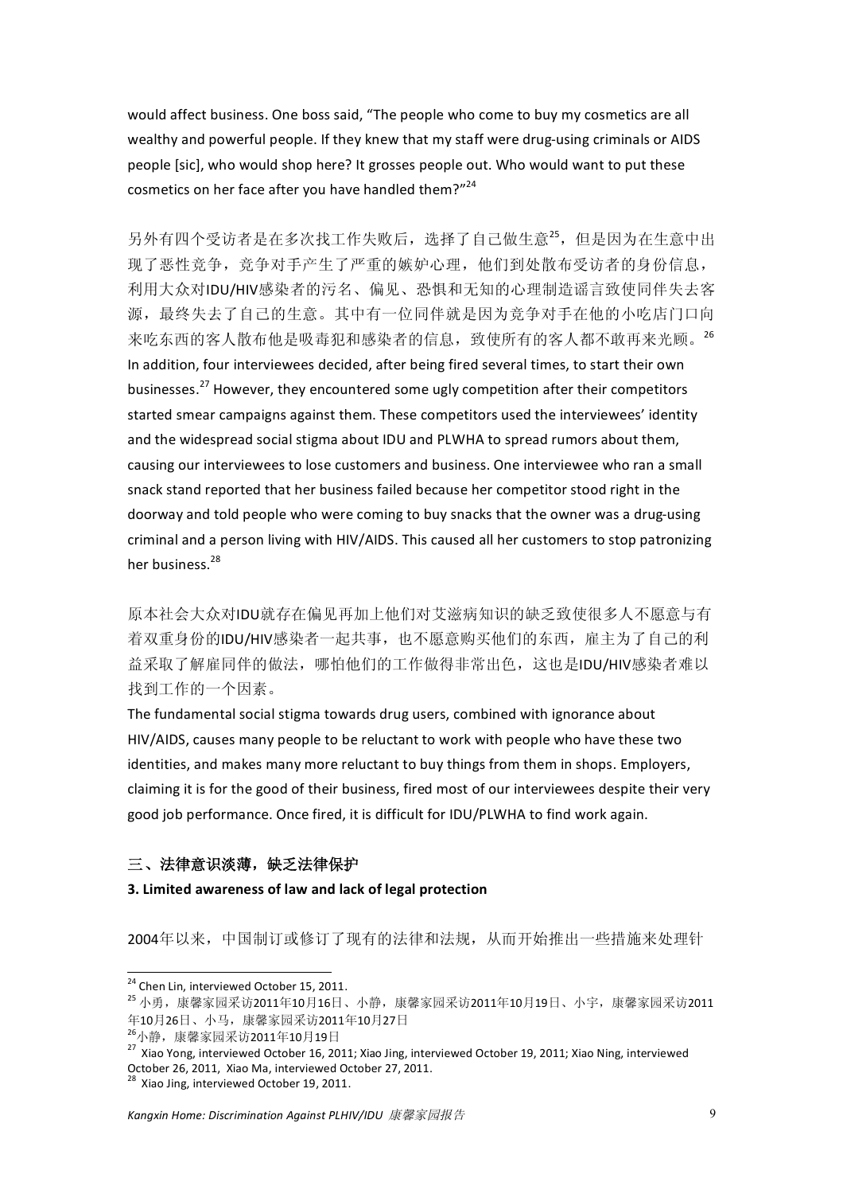would affect business. One boss said, "The people who come to buy my cosmetics are all wealthy and powerful people. If they knew that my staff were drug-using criminals or AIDS people [sic], who would shop here? It grosses people out. Who would want to put these cosmetics on her face after you have handled them?"[24]

另外有四个受访者是在多次找工作失败后，选择了自己做生意[25]，但是因为在生意中出现了恶性竞争，竞争对手产生了严重的嫉妒心理，他们到处散布受访者的身份信息，利用大众对IDU/HIV感染者的污名、偏见、恐惧和无知的心理制造谣言致使同伴失去客源，最终失去了自己的生意。其中有一位同伴就是因为竞争对手在他的小吃店门口向来吃东西的客人散布他是吸毒犯和感染者的信息，致使所有的客人都不敢再来光顾。[26]
In addition, four interviewees decided, after being fired several times, to start their own businesses.[27] However, they encountered some ugly competition after their competitors started smear campaigns against them. These competitors used the interviewees' identity and the widespread social stigma about IDU and PLWHA to spread rumors about them, causing our interviewees to lose customers and business. One interviewee who ran a small snack stand reported that her business failed because her competitor stood right in the doorway and told people who were coming to buy snacks that the owner was a drug-using criminal and a person living with HIV/AIDS. This caused all her customers to stop patronizing her business.[28]

原本社会大众对IDU就存在偏见再加上他们对艾滋病知识的缺乏致使很多人不愿意与有着双重身份的IDU/HIV感染者一起共事，也不愿意购买他们的东西，雇主为了自己的利益采取了解雇同伴的做法，哪怕他们的工作做得非常出色，这也是IDU/HIV感染者难以找到工作的一个因素。
The fundamental social stigma towards drug users, combined with ignorance about HIV/AIDS, causes many people to be reluctant to work with people who have these two identities, and makes many more reluctant to buy things from them in shops. Employers, claiming it is for the good of their business, fired most of our interviewees despite their very good job performance. Once fired, it is difficult for IDU/PLWHA to find work again.

### 三、法律意识淡薄，缺乏法律保护
### 3. Limited awareness of law and lack of legal protection

2004年以来，中国制订或修订了现有的法律和法规，从而开始推出一些措施来处理针

---

[24] Chen Lin, interviewed October 15, 2011.

[25] 小勇，康馨家园采访2011年10月16日、小静，康馨家园采访2011年10月19日、小宇，康馨家园采访2011年10月26日、小马，康馨家园采访2011年10月27日

[26] 小静，康馨家园采访2011年10月19日

[27] Xiao Yong, interviewed October 16, 2011; Xiao Jing, interviewed October 19, 2011; Xiao Ning, interviewed October 26, 2011, Xiao Ma, interviewed October 27, 2011.

[28] Xiao Jing, interviewed October 19, 2011.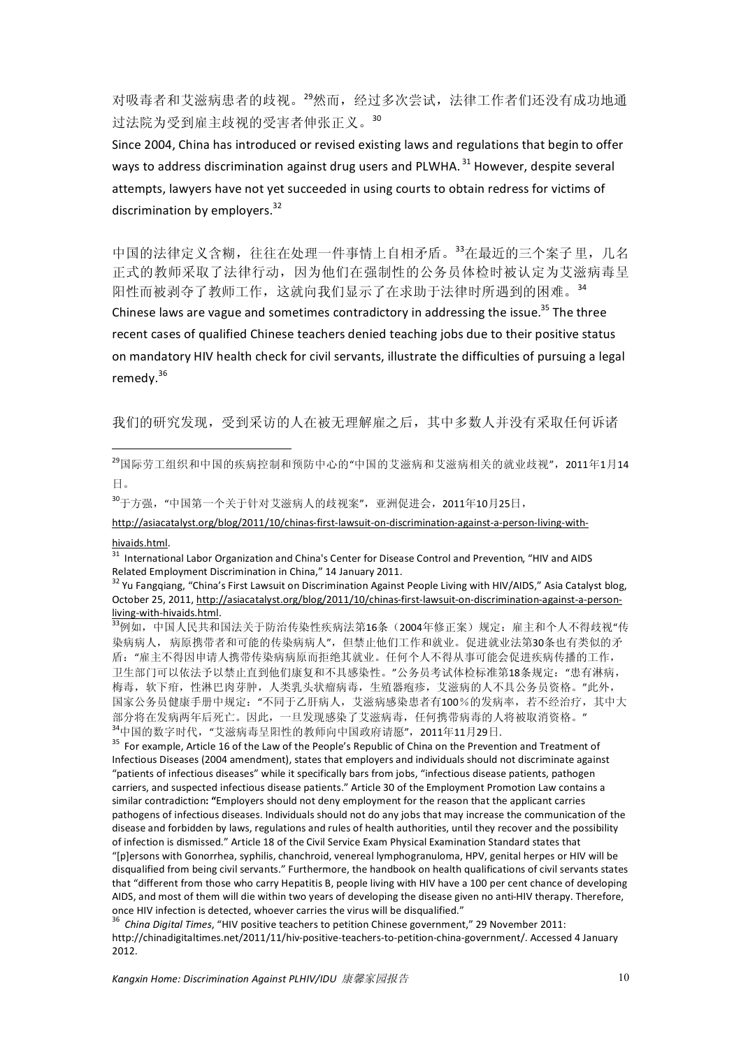对吸毒者和艾滋病患者的歧视。[29]然而，经过多次尝试，法律工作者们还没有成功地通过法院为受到雇主歧视的受害者伸张正义。[30]

Since 2004, China has introduced or revised existing laws and regulations that begin to offer ways to address discrimination against drug users and PLWHA.[31] However, despite several attempts, lawyers have not yet succeeded in using courts to obtain redress for victims of discrimination by employers.[32]

中国的法律定义含糊，往往在处理一件事情上自相矛盾。[33]在最近的三个案子里，几名正式的教师采取了法律行动，因为他们在强制性的公务员体检时被认定为艾滋病毒呈阳性而被剥夺了教师工作，这就向我们显示了在求助于法律时所遇到的困难。[34]

Chinese laws are vague and sometimes contradictory in addressing the issue.[35] The three recent cases of qualified Chinese teachers denied teaching jobs due to their positive status on mandatory HIV health check for civil servants, illustrate the difficulties of pursuing a legal remedy.[36]

我们的研究发现，受到采访的人在被无理解雇之后，其中多数人并没有采取任何诉诸

---

[29]国际劳工组织和中国的疾病控制和预防中心的"中国的艾滋病和艾滋病相关的就业歧视"，2011年1月14日。

[30]于方强，"中国第一个关于针对艾滋病人的歧视案"，亚洲促进会，2011年10月25日，http://asiacatalyst.org/blog/2011/10/chinas-first-lawsuit-on-discrimination-against-a-person-living-with-hivaids.html.

[31] International Labor Organization and China's Center for Disease Control and Prevention, "HIV and AIDS Related Employment Discrimination in China," 14 January 2011.

[32] Yu Fangqiang, "China's First Lawsuit on Discrimination Against People Living with HIV/AIDS," Asia Catalyst blog, October 25, 2011, http://asiacatalyst.org/blog/2011/10/chinas-first-lawsuit-on-discrimination-against-a-person-living-with-hivaids.html.

[33]例如，中国人民共和国法关于防治传染性疾病法第16条（2004年修正案）规定：雇主和个人不得歧视"传染病病人，病原携带者和可能的传染病病人"，但禁止他们工作和就业。促进就业法第30条也有类似的矛盾："雇主不得因申请人携带传染病病原而拒绝其就业。任何个人不得从事可能会促进疾病传播的工作，卫生部门可以依法予以禁止直到他们康复和不具感染性。"公务员考试体检标准第18条规定："患有淋病，梅毒，软下疳，性淋巴肉芽肿，人类乳头状瘤病毒，生殖器疱疹，艾滋病的人不具公务员资格。"此外，国家公务员健康手册中规定："不同于乙肝病人，艾滋病感染患者有100%的发病率，若不经治疗，其中大部分将在发病两年后死亡。因此，一旦发现感染了艾滋病毒，任何携带病毒的人将被取消资格。"

[34]中国的数字时代，"艾滋病毒呈阳性的教师向中国政府请愿"，2011年11月29日.

[35] For example, Article 16 of the Law of the People's Republic of China on the Prevention and Treatment of Infectious Diseases (2004 amendment), states that employers and individuals should not discriminate against "patients of infectious diseases" while it specifically bars from jobs, "infectious disease patients, pathogen carriers, and suspected infectious disease patients." Article 30 of the Employment Promotion Law contains a similar contradiction: "Employers should not deny employment for the reason that the applicant carries pathogens of infectious diseases. Individuals should not do any jobs that may increase the communication of the disease and forbidden by laws, regulations and rules of health authorities, until they recover and the possibility of infection is dismissed." Article 18 of the Civil Service Exam Physical Examination Standard states that "[p]ersons with Gonorrhea, syphilis, chanchroid, venereal lymphogranuloma, HPV, genital herpes or HIV will be disqualified from being civil servants." Furthermore, the handbook on health qualifications of civil servants states that "different from those who carry Hepatitis B, people living with HIV have a 100 per cent chance of developing AIDS, and most of them will die within two years of developing the disease given no anti-HIV therapy. Therefore, once HIV infection is detected, whoever carries the virus will be disqualified."

[36] *China Digital Times*, "HIV positive teachers to petition Chinese government," 29 November 2011: http://chinadigitaltimes.net/2011/11/hiv-positive-teachers-to-petition-china-government/. Accessed 4 January 2012.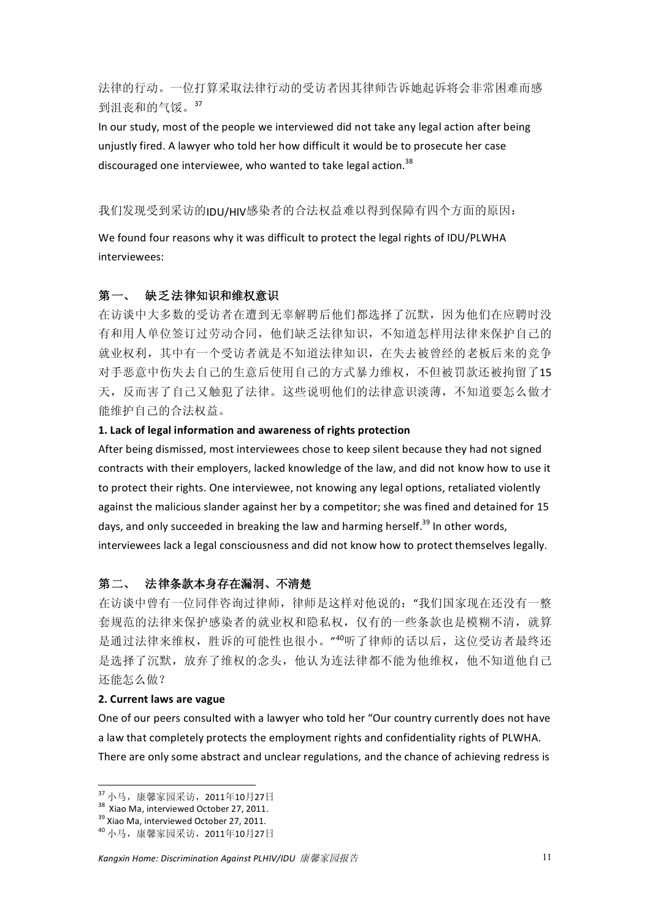法律的行动。一位打算采取法律行动的受访者因其律师告诉她起诉将会非常困难而感到沮丧和的气馁。[37]

In our study, most of the people we interviewed did not take any legal action after being unjustly fired. A lawyer who told her how difficult it would be to prosecute her case discouraged one interviewee, who wanted to take legal action.[38]

我们发现受到采访的IDU/HIV感染者的合法权益难以得到保障有四个方面的原因：

We found four reasons why it was difficult to protect the legal rights of IDU/PLWHA interviewees:

### 第一、 缺乏法律知识和维权意识

在访谈中大多数的受访者在遭到无辜解聘后他们都选择了沉默，因为他们在应聘时没有和用人单位签订过劳动合同，他们缺乏法律知识，不知道怎样用法律来保护自己的就业权利，其中有一个受访者就是不知道法律知识，在失去被曾经的老板后来的竞争对手恶意中伤失去自己的生意后使用自己的方式暴力维权，不但被罚款还被拘留了15天，反而害了自己又触犯了法律。这些说明他们的法律意识淡薄，不知道要怎么做才能维护自己的合法权益。

**1. Lack of legal information and awareness of rights protection**

After being dismissed, most interviewees chose to keep silent because they had not signed contracts with their employers, lacked knowledge of the law, and did not know how to use it to protect their rights. One interviewee, not knowing any legal options, retaliated violently against the malicious slander against her by a competitor; she was fined and detained for 15 days, and only succeeded in breaking the law and harming herself.[39] In other words, interviewees lack a legal consciousness and did not know how to protect themselves legally.

### 第二、 法律条款本身存在漏洞、不清楚

在访谈中曾有一位同伴咨询过律师，律师是这样对他说的："我们国家现在还没有一整套规范的法律来保护感染者的就业权和隐私权，仅有的一些条款也是模糊不清，就算是通过法律来维权，胜诉的可能性也很小。"[40]听了律师的话以后，这位受访者最终还是选择了沉默，放弃了维权的念头，他认为连法律都不能为他维权，他不知道他自己还能怎么做？

**2. Current laws are vague**

One of our peers consulted with a lawyer who told her "Our country currently does not have a law that completely protects the employment rights and confidentiality rights of PLWHA. There are only some abstract and unclear regulations, and the chance of achieving redress is

---

[37] 小马，康馨家园采访，2011年10月27日

[38] Xiao Ma, interviewed October 27, 2011.

[39] Xiao Ma, interviewed October 27, 2011.

[40] 小马，康馨家园采访，2011年10月27日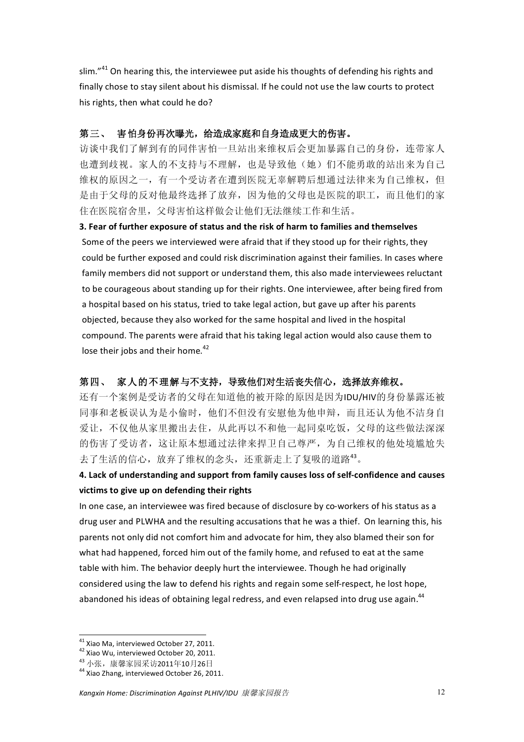slim."[41] On hearing this, the interviewee put aside his thoughts of defending his rights and finally chose to stay silent about his dismissal. If he could not use the law courts to protect his rights, then what could he do?

**第三、 害怕身份再次曝光，给造成家庭和自身造成更大的伤害。**

访谈中我们了解到有的同伴害怕一旦站出来维权后会更加暴露自己的身份，连带家人也遭到歧视。家人的不支持与不理解，也是导致他（她）们不能勇敢的站出来为自己维权的原因之一，有一个受访者在遭到医院无辜解聘后想通过法律来为自己维权，但是由于父母的反对他最终选择了放弃，因为他的父母也是医院的职工，而且他们的家住在医院宿舍里，父母害怕这样做会让他们无法继续工作和生活。

**3. Fear of further exposure of status and the risk of harm to families and themselves**

Some of the peers we interviewed were afraid that if they stood up for their rights, they could be further exposed and could risk discrimination against their families. In cases where family members did not support or understand them, this also made interviewees reluctant to be courageous about standing up for their rights. One interviewee, after being fired from a hospital based on his status, tried to take legal action, but gave up after his parents objected, because they also worked for the same hospital and lived in the hospital compound. The parents were afraid that his taking legal action would also cause them to lose their jobs and their home.[42]

**第四、 家人的不理解与不支持，导致他们对生活丧失信心，选择放弃维权。**

还有一个案例是受访者的父母在知道他的被开除的原因是因为IDU/HIV的身份暴露还被同事和老板误认为是小偷时，他们不但没有安慰他为他申辩，而且还认为他不洁身自爱让，不仅他从家里搬出去住，从此再以不和他一起同桌吃饭，父母的这些做法深深的伤害了受访者，这让原本想通过法律来捍卫自己尊严，为自己维权的他处境尴尬失去了生活的信心，放弃了维权的念头，还重新走上了复吸的道路[43]。

**4. Lack of understanding and support from family causes loss of self-confidence and causes victims to give up on defending their rights**

In one case, an interviewee was fired because of disclosure by co-workers of his status as a drug user and PLWHA and the resulting accusations that he was a thief. On learning this, his parents not only did not comfort him and advocate for him, they also blamed their son for what had happened, forced him out of the family home, and refused to eat at the same table with him. The behavior deeply hurt the interviewee. Though he had originally considered using the law to defend his rights and regain some self-respect, he lost hope, abandoned his ideas of obtaining legal redress, and even relapsed into drug use again.[44]

---

[41] Xiao Ma, interviewed October 27, 2011.
[42] Xiao Wu, interviewed October 20, 2011.
[43] 小张，康馨家园采访2011年10月26日
[44] Xiao Zhang, interviewed October 26, 2011.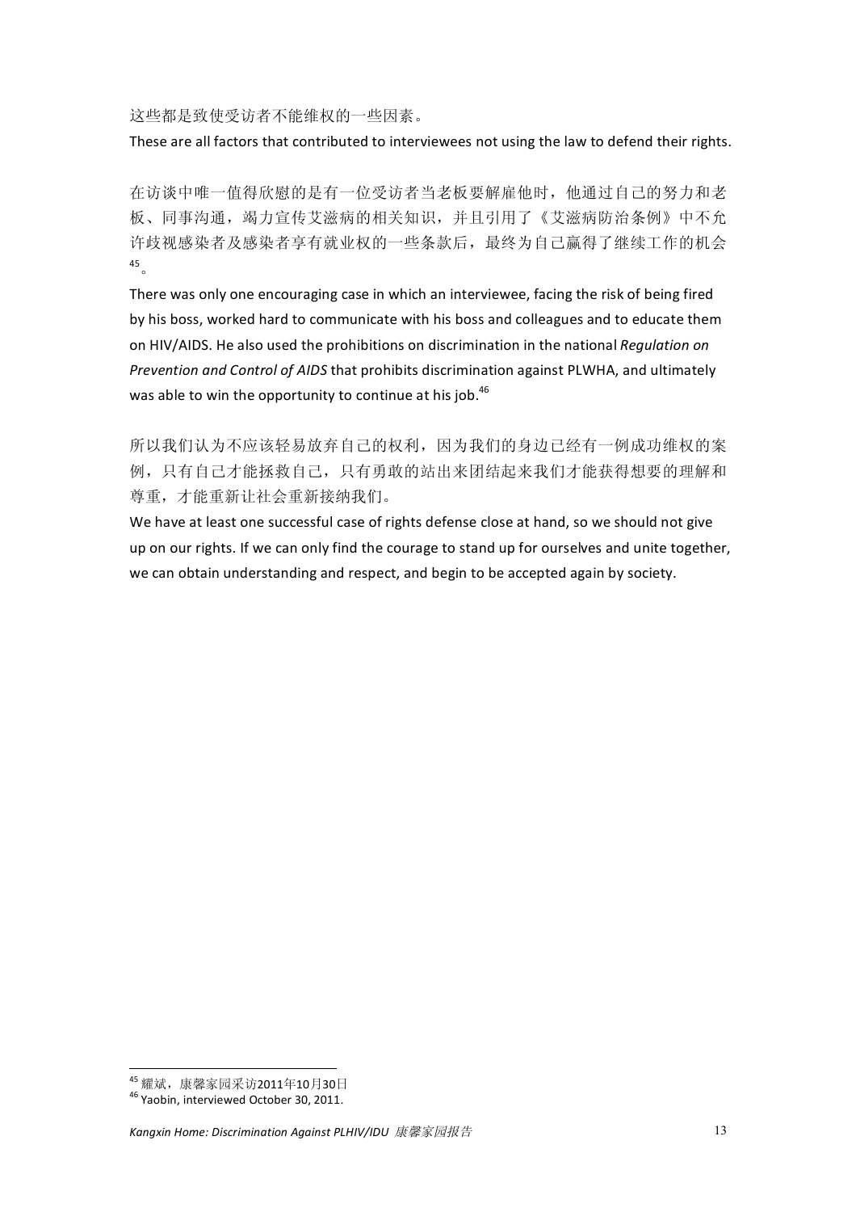这些都是致使受访者不能维权的一些因素。

These are all factors that contributed to interviewees not using the law to defend their rights.

在访谈中唯一值得欣慰的是有一位受访者当老板要解雇他时，他通过自己的努力和老板、同事沟通，竭力宣传艾滋病的相关知识，并且引用了《艾滋病防治条例》中不允许歧视感染者及感染者享有就业权的一些条款后，最终为自己赢得了继续工作的机会[45]。

There was only one encouraging case in which an interviewee, facing the risk of being fired by his boss, worked hard to communicate with his boss and colleagues and to educate them on HIV/AIDS. He also used the prohibitions on discrimination in the national *Regulation on Prevention and Control of AIDS* that prohibits discrimination against PLWHA, and ultimately was able to win the opportunity to continue at his job.[46]

所以我们认为不应该轻易放弃自己的权利，因为我们的身边已经有一例成功维权的案例，只有自己才能拯救自己，只有勇敢的站出来团结起来我们才能获得想要的理解和尊重，才能重新让社会重新接纳我们。

We have at least one successful case of rights defense close at hand, so we should not give up on our rights. If we can only find the courage to stand up for ourselves and unite together, we can obtain understanding and respect, and begin to be accepted again by society.

---

[45] 耀斌，康馨家园采访2011年10月30日

[46] Yaobin, interviewed October 30, 2011.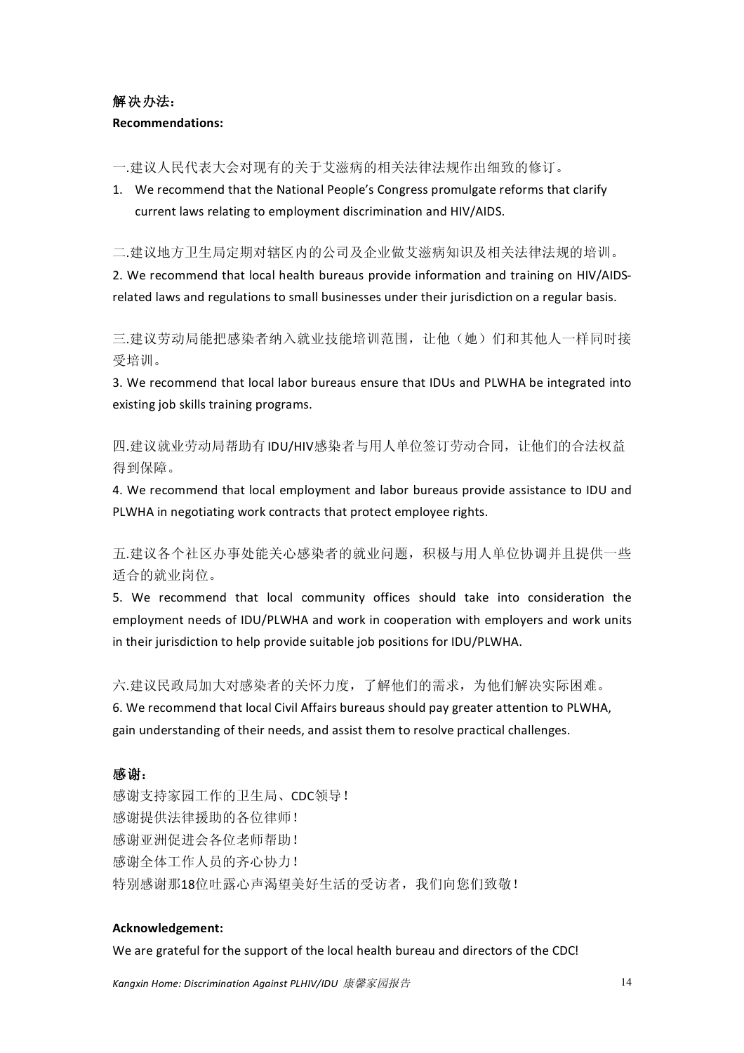**解决办法：**

**Recommendations:**

一.建议人民代表大会对现有的关于艾滋病的相关法律法规作出细致的修订。

1. We recommend that the National People's Congress promulgate reforms that clarify current laws relating to employment discrimination and HIV/AIDS.

二.建议地方卫生局定期对辖区内的公司及企业做艾滋病知识及相关法律法规的培训。

2. We recommend that local health bureaus provide information and training on HIV/AIDS-related laws and regulations to small businesses under their jurisdiction on a regular basis.

三.建议劳动局能把感染者纳入就业技能培训范围，让他（她）们和其他人一样同时接受培训。

3. We recommend that local labor bureaus ensure that IDUs and PLWHA be integrated into existing job skills training programs.

四.建议就业劳动局帮助有IDU/HIV感染者与用人单位签订劳动合同，让他们的合法权益得到保障。

4. We recommend that local employment and labor bureaus provide assistance to IDU and PLWHA in negotiating work contracts that protect employee rights.

五.建议各个社区办事处能关心感染者的就业问题，积极与用人单位协调并且提供一些适合的就业岗位。

5. We recommend that local community offices should take into consideration the employment needs of IDU/PLWHA and work in cooperation with employers and work units in their jurisdiction to help provide suitable job positions for IDU/PLWHA.

六.建议民政局加大对感染者的关怀力度，了解他们的需求，为他们解决实际困难。

6. We recommend that local Civil Affairs bureaus should pay greater attention to PLWHA, gain understanding of their needs, and assist them to resolve practical challenges.

**感谢：**

感谢支持家园工作的卫生局、CDC领导！
感谢提供法律援助的各位律师！
感谢亚洲促进会各位老师帮助！
感谢全体工作人员的齐心协力！
特别感谢那18位吐露心声渴望美好生活的受访者，我们向您们致敬！

**Acknowledgement:**

We are grateful for the support of the local health bureau and directors of the CDC!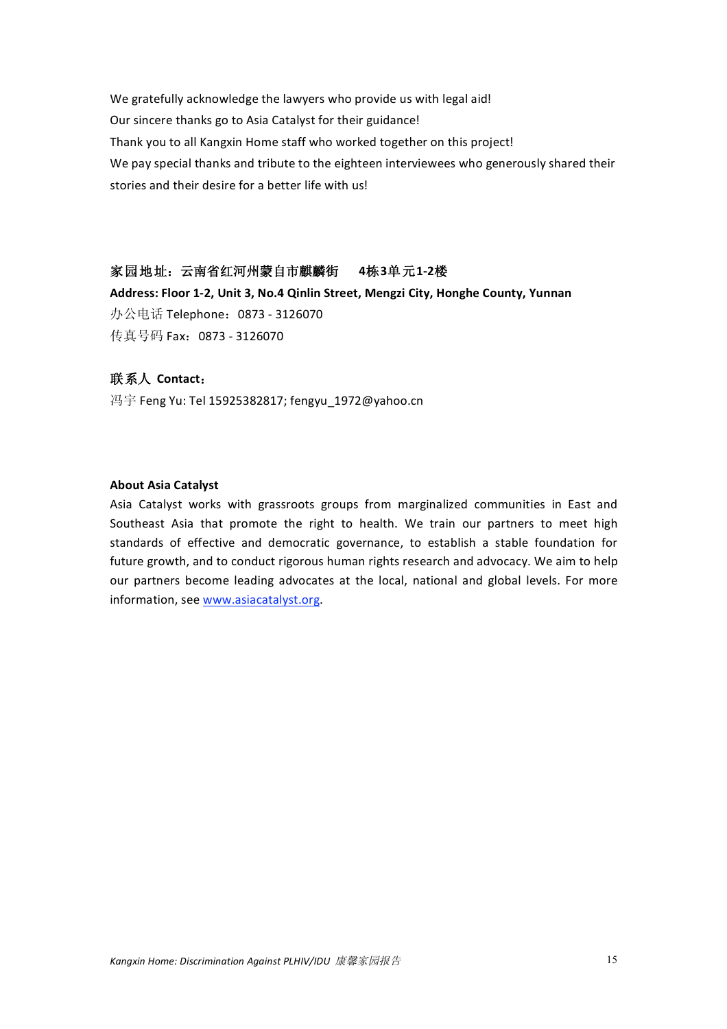We gratefully acknowledge the lawyers who provide us with legal aid!

Our sincere thanks go to Asia Catalyst for their guidance!

Thank you to all Kangxin Home staff who worked together on this project!

We pay special thanks and tribute to the eighteen interviewees who generously shared their stories and their desire for a better life with us!

**家园地址：云南省红河州蒙自市麒麟街　4栋3单元1-2楼**

**Address: Floor 1-2, Unit 3, No.4 Qinlin Street, Mengzi City, Honghe County, Yunnan**

办公电话 Telephone：0873 - 3126070

传真号码 Fax：0873 - 3126070

**联系人 Contact：**

冯宇 Feng Yu: Tel 15925382817; fengyu_1972@yahoo.cn

**About Asia Catalyst**

Asia Catalyst works with grassroots groups from marginalized communities in East and Southeast Asia that promote the right to health. We train our partners to meet high standards of effective and democratic governance, to establish a stable foundation for future growth, and to conduct rigorous human rights research and advocacy. We aim to help our partners become leading advocates at the local, national and global levels. For more information, see [www.asiacatalyst.org](http://www.asiacatalyst.org).